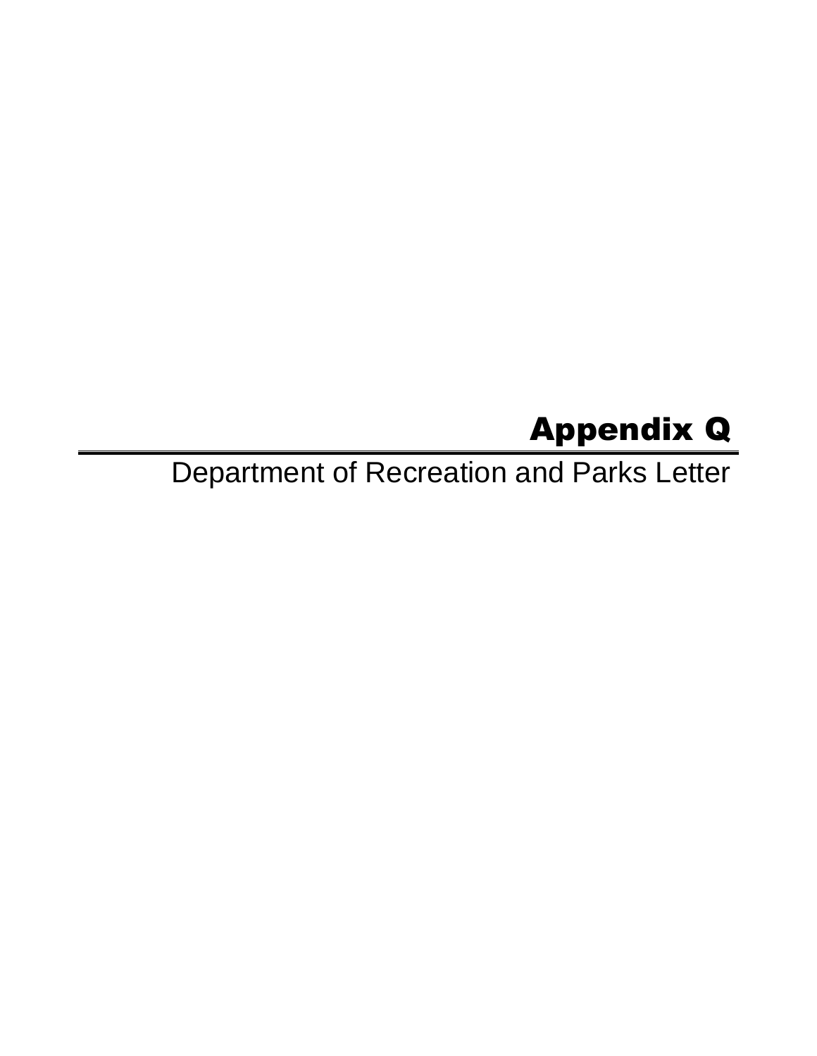# Appendix Q

## Department of Recreation and Parks Letter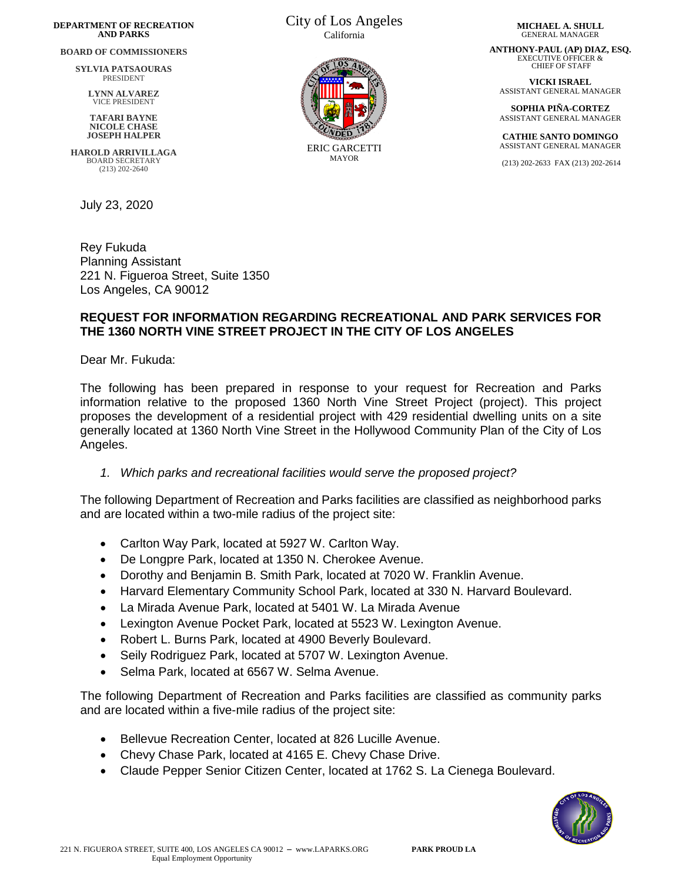DEPARTMENT OF RECREATION AND PARKS

BOARD OF COMMISSIONERS

SYLVIA PATSAOURAS
PRESIDENT

LYNN ALVAREZ
VICE PRESIDENT

TAFARI BAYNE
NICOLE CHASE
JOSEPH HALPER

HAROLD ARRIVILLAGA
BOARD SECRETARY
(213) 202-2640

City of Los Angeles
California

ERIC GARCETTI
MAYOR

MICHAEL A. SHULL
GENERAL MANAGER

ANTHONY-PAUL (AP) DIAZ, ESQ.
EXECUTIVE OFFICER & CHIEF OF STAFF

VICKI ISRAEL
ASSISTANT GENERAL MANAGER

SOPHIA PIÑA-CORTEZ
ASSISTANT GENERAL MANAGER

CATHIE SANTO DOMINGO
ASSISTANT GENERAL MANAGER

(213) 202-2633 FAX (213) 202-2614

July 23, 2020

Rey Fukuda
Planning Assistant
221 N. Figueroa Street, Suite 1350
Los Angeles, CA 90012

**REQUEST FOR INFORMATION REGARDING RECREATIONAL AND PARK SERVICES FOR THE 1360 NORTH VINE STREET PROJECT IN THE CITY OF LOS ANGELES**

Dear Mr. Fukuda:

The following has been prepared in response to your request for Recreation and Parks information relative to the proposed 1360 North Vine Street Project (project). This project proposes the development of a residential project with 429 residential dwelling units on a site generally located at 1360 North Vine Street in the Hollywood Community Plan of the City of Los Angeles.

1. *Which parks and recreational facilities would serve the proposed project?*

The following Department of Recreation and Parks facilities are classified as neighborhood parks and are located within a two-mile radius of the project site:

- Carlton Way Park, located at 5927 W. Carlton Way.
- De Longpre Park, located at 1350 N. Cherokee Avenue.
- Dorothy and Benjamin B. Smith Park, located at 7020 W. Franklin Avenue.
- Harvard Elementary Community School Park, located at 330 N. Harvard Boulevard.
- La Mirada Avenue Park, located at 5401 W. La Mirada Avenue
- Lexington Avenue Pocket Park, located at 5523 W. Lexington Avenue.
- Robert L. Burns Park, located at 4900 Beverly Boulevard.
- Seily Rodriguez Park, located at 5707 W. Lexington Avenue.
- Selma Park, located at 6567 W. Selma Avenue.

The following Department of Recreation and Parks facilities are classified as community parks and are located within a five-mile radius of the project site:

- Bellevue Recreation Center, located at 826 Lucille Avenue.
- Chevy Chase Park, located at 4165 E. Chevy Chase Drive.
- Claude Pepper Senior Citizen Center, located at 1762 S. La Cienega Boulevard.

221 N. FIGUEROA STREET, SUITE 400, LOS ANGELES CA 90012 – www.LAPARKS.ORG
Equal Employment Opportunity

PARK PROUD LA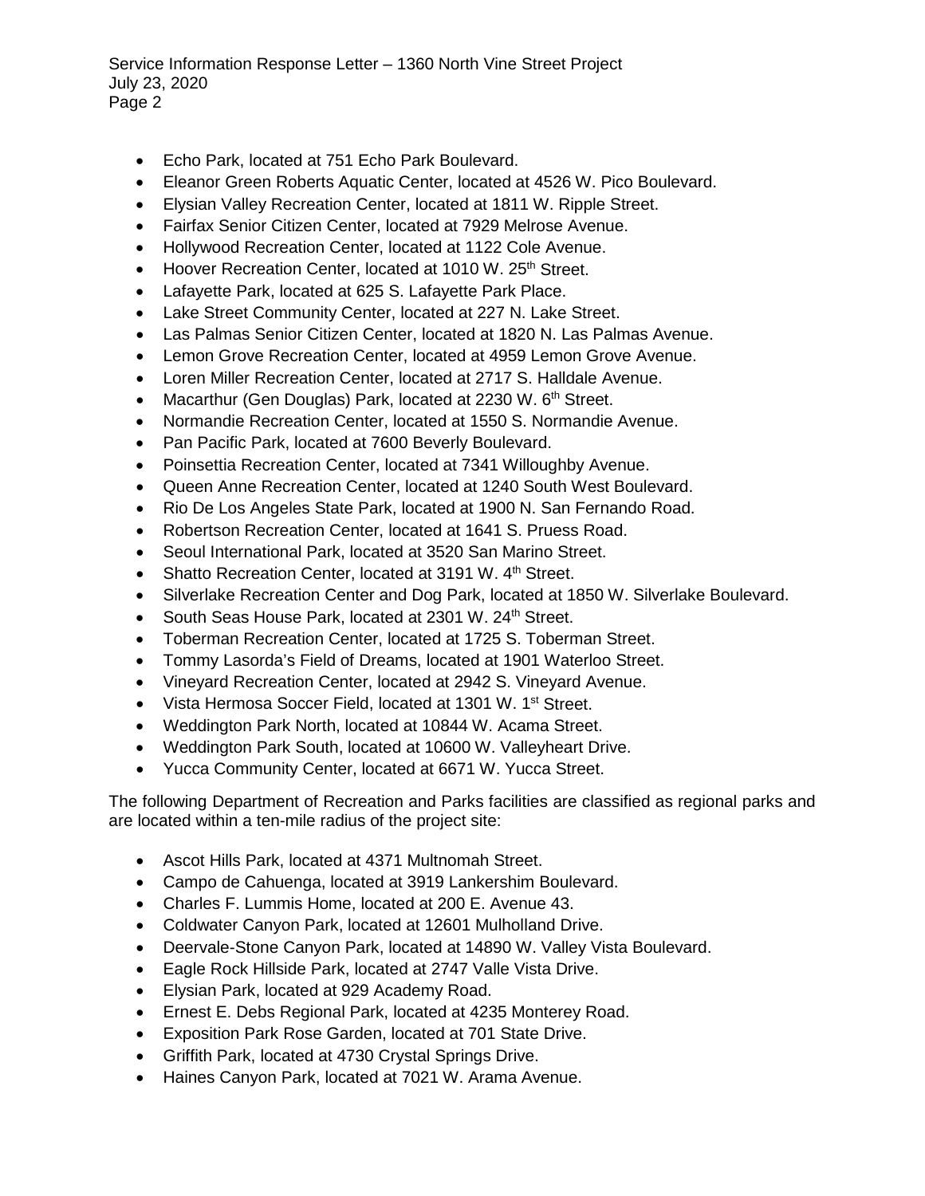- Echo Park, located at 751 Echo Park Boulevard.
- Eleanor Green Roberts Aquatic Center, located at 4526 W. Pico Boulevard.
- Elysian Valley Recreation Center, located at 1811 W. Ripple Street.
- Fairfax Senior Citizen Center, located at 7929 Melrose Avenue.
- Hollywood Recreation Center, located at 1122 Cole Avenue.
- Hoover Recreation Center, located at 1010 W. 25th Street.
- Lafayette Park, located at 625 S. Lafayette Park Place.
- Lake Street Community Center, located at 227 N. Lake Street.
- Las Palmas Senior Citizen Center, located at 1820 N. Las Palmas Avenue.
- Lemon Grove Recreation Center, located at 4959 Lemon Grove Avenue.
- Loren Miller Recreation Center, located at 2717 S. Halldale Avenue.
- Macarthur (Gen Douglas) Park, located at 2230 W. 6th Street.
- Normandie Recreation Center, located at 1550 S. Normandie Avenue.
- Pan Pacific Park, located at 7600 Beverly Boulevard.
- Poinsettia Recreation Center, located at 7341 Willoughby Avenue.
- Queen Anne Recreation Center, located at 1240 South West Boulevard.
- Rio De Los Angeles State Park, located at 1900 N. San Fernando Road.
- Robertson Recreation Center, located at 1641 S. Pruess Road.
- Seoul International Park, located at 3520 San Marino Street.
- Shatto Recreation Center, located at 3191 W. 4th Street.
- Silverlake Recreation Center and Dog Park, located at 1850 W. Silverlake Boulevard.
- South Seas House Park, located at 2301 W. 24th Street.
- Toberman Recreation Center, located at 1725 S. Toberman Street.
- Tommy Lasorda's Field of Dreams, located at 1901 Waterloo Street.
- Vineyard Recreation Center, located at 2942 S. Vineyard Avenue.
- Vista Hermosa Soccer Field, located at 1301 W. 1st Street.
- Weddington Park North, located at 10844 W. Acama Street.
- Weddington Park South, located at 10600 W. Valleyheart Drive.
- Yucca Community Center, located at 6671 W. Yucca Street.

The following Department of Recreation and Parks facilities are classified as regional parks and are located within a ten-mile radius of the project site:

- Ascot Hills Park, located at 4371 Multnomah Street.
- Campo de Cahuenga, located at 3919 Lankershim Boulevard.
- Charles F. Lummis Home, located at 200 E. Avenue 43.
- Coldwater Canyon Park, located at 12601 Mulholland Drive.
- Deervale-Stone Canyon Park, located at 14890 W. Valley Vista Boulevard.
- Eagle Rock Hillside Park, located at 2747 Valle Vista Drive.
- Elysian Park, located at 929 Academy Road.
- Ernest E. Debs Regional Park, located at 4235 Monterey Road.
- Exposition Park Rose Garden, located at 701 State Drive.
- Griffith Park, located at 4730 Crystal Springs Drive.
- Haines Canyon Park, located at 7021 W. Arama Avenue.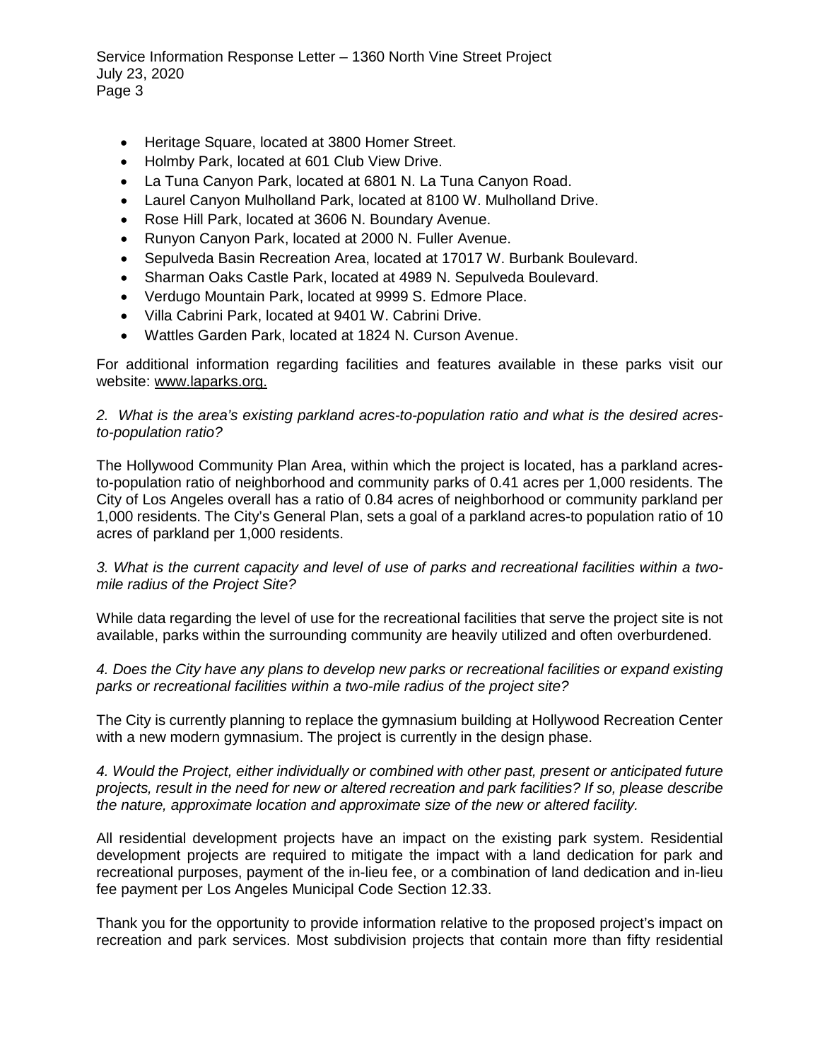- Heritage Square, located at 3800 Homer Street.
- Holmby Park, located at 601 Club View Drive.
- La Tuna Canyon Park, located at 6801 N. La Tuna Canyon Road.
- Laurel Canyon Mulholland Park, located at 8100 W. Mulholland Drive.
- Rose Hill Park, located at 3606 N. Boundary Avenue.
- Runyon Canyon Park, located at 2000 N. Fuller Avenue.
- Sepulveda Basin Recreation Area, located at 17017 W. Burbank Boulevard.
- Sharman Oaks Castle Park, located at 4989 N. Sepulveda Boulevard.
- Verdugo Mountain Park, located at 9999 S. Edmore Place.
- Villa Cabrini Park, located at 9401 W. Cabrini Drive.
- Wattles Garden Park, located at 1824 N. Curson Avenue.

For additional information regarding facilities and features available in these parks visit our website: www.laparks.org.

*2. What is the area's existing parkland acres-to-population ratio and what is the desired acres-to-population ratio?*

The Hollywood Community Plan Area, within which the project is located, has a parkland acres-to-population ratio of neighborhood and community parks of 0.41 acres per 1,000 residents. The City of Los Angeles overall has a ratio of 0.84 acres of neighborhood or community parkland per 1,000 residents. The City's General Plan, sets a goal of a parkland acres-to population ratio of 10 acres of parkland per 1,000 residents.

*3. What is the current capacity and level of use of parks and recreational facilities within a two-mile radius of the Project Site?*

While data regarding the level of use for the recreational facilities that serve the project site is not available, parks within the surrounding community are heavily utilized and often overburdened.

*4. Does the City have any plans to develop new parks or recreational facilities or expand existing parks or recreational facilities within a two-mile radius of the project site?*

The City is currently planning to replace the gymnasium building at Hollywood Recreation Center with a new modern gymnasium. The project is currently in the design phase.

*4. Would the Project, either individually or combined with other past, present or anticipated future projects, result in the need for new or altered recreation and park facilities? If so, please describe the nature, approximate location and approximate size of the new or altered facility.*

All residential development projects have an impact on the existing park system. Residential development projects are required to mitigate the impact with a land dedication for park and recreational purposes, payment of the in-lieu fee, or a combination of land dedication and in-lieu fee payment per Los Angeles Municipal Code Section 12.33.

Thank you for the opportunity to provide information relative to the proposed project's impact on recreation and park services. Most subdivision projects that contain more than fifty residential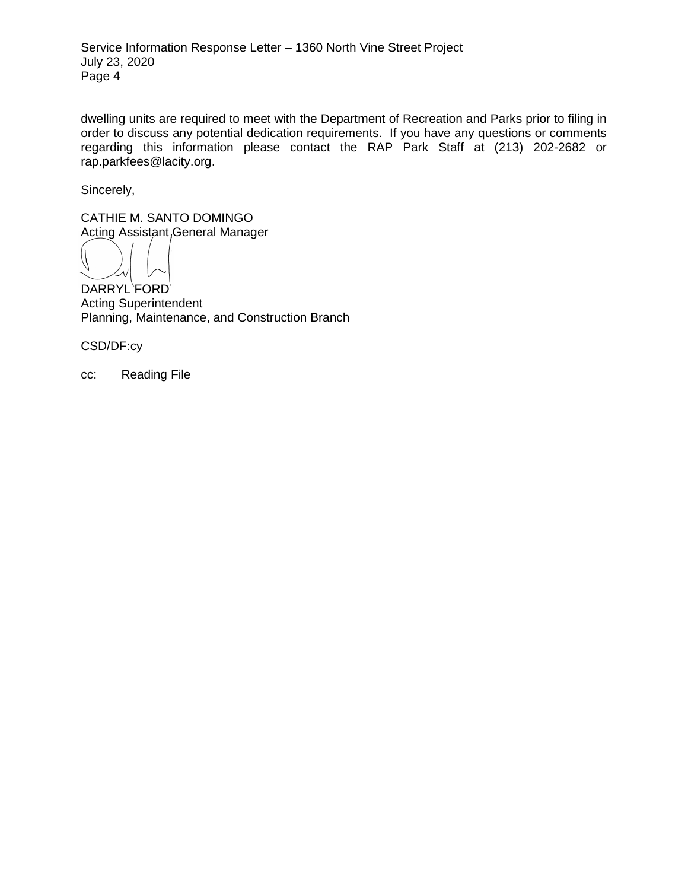dwelling units are required to meet with the Department of Recreation and Parks prior to filing in order to discuss any potential dedication requirements. If you have any questions or comments regarding this information please contact the RAP Park Staff at (213) 202-2682 or rap.parkfees@lacity.org.

Sincerely,

CATHIE M. SANTO DOMINGO
Acting Assistant General Manager

DARRYL FORD
Acting Superintendent
Planning, Maintenance, and Construction Branch

CSD/DF:cy

cc: Reading File